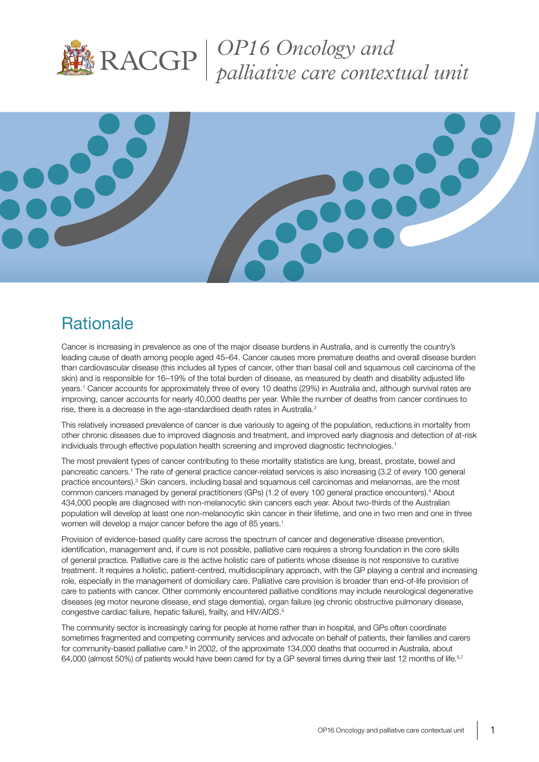# OP16 Oncology and palliative care contextual unit

## Rationale

Cancer is increasing in prevalence as one of the major disease burdens in Australia, and is currently the country's leading cause of death among people aged 45–64. Cancer causes more premature deaths and overall disease burden than cardiovascular disease (this includes all types of cancer, other than basal cell and squamous cell carcinoma of the skin) and is responsible for 16–19% of the total burden of disease, as measured by death and disability adjusted life years.[1] Cancer accounts for approximately three of every 10 deaths (29%) in Australia and, although survival rates are improving, cancer accounts for nearly 40,000 deaths per year. While the number of deaths from cancer continues to rise, there is a decrease in the age-standardised death rates in Australia.[2]

This relatively increased prevalence of cancer is due variously to ageing of the population, reductions in mortality from other chronic diseases due to improved diagnosis and treatment, and improved early diagnosis and detection of at-risk individuals through effective population health screening and improved diagnostic technologies.[1]

The most prevalent types of cancer contributing to these mortality statistics are lung, breast, prostate, bowel and pancreatic cancers.[1] The rate of general practice cancer-related services is also increasing (3.2 of every 100 general practice encounters).[3] Skin cancers, including basal and squamous cell carcinomas and melanomas, are the most common cancers managed by general practitioners (GPs) (1.2 of every 100 general practice encounters).[4] About 434,000 people are diagnosed with non-melanocytic skin cancers each year. About two-thirds of the Australian population will develop at least one non-melanocytic skin cancer in their lifetime, and one in two men and one in three women will develop a major cancer before the age of 85 years.[1]

Provision of evidence-based quality care across the spectrum of cancer and degenerative disease prevention, identification, management and, if cure is not possible, palliative care requires a strong foundation in the core skills of general practice. Palliative care is the active holistic care of patients whose disease is not responsive to curative treatment. It requires a holistic, patient-centred, multidisciplinary approach, with the GP playing a central and increasing role, especially in the management of domiciliary care. Palliative care provision is broader than end-of-life provision of care to patients with cancer. Other commonly encountered palliative conditions may include neurological degenerative diseases (eg motor neurone disease, end stage dementia), organ failure (eg chronic obstructive pulmonary disease, congestive cardiac failure, hepatic failure), frailty, and HIV/AIDS.[5]

The community sector is increasingly caring for people at home rather than in hospital, and GPs often coordinate sometimes fragmented and competing community services and advocate on behalf of patients, their families and carers for community-based palliative care.[6] In 2002, of the approximate 134,000 deaths that occurred in Australia, about 64,000 (almost 50%) of patients would have been cared for by a GP several times during their last 12 months of life.[5,7]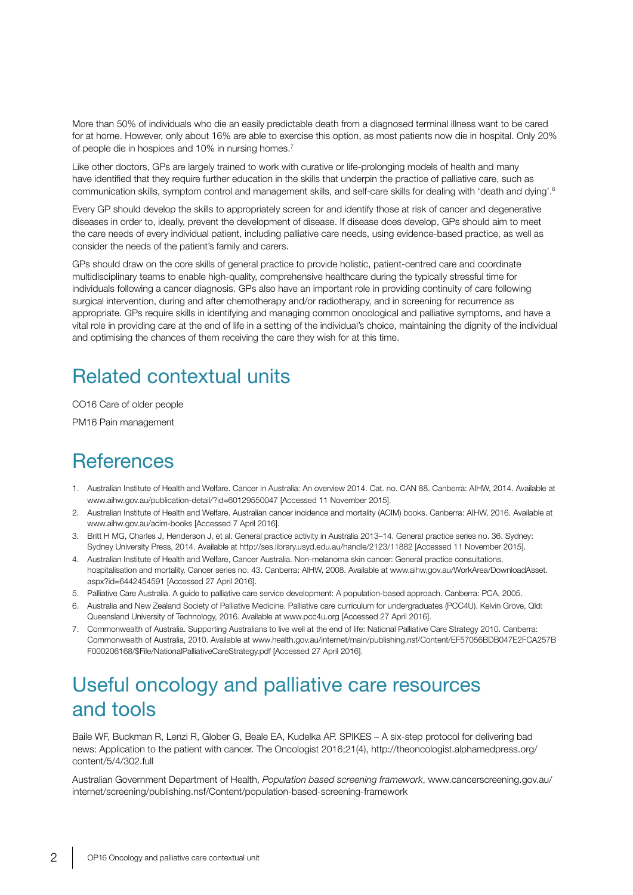More than 50% of individuals who die an easily predictable death from a diagnosed terminal illness want to be cared for at home. However, only about 16% are able to exercise this option, as most patients now die in hospital. Only 20% of people die in hospices and 10% in nursing homes.[7]

Like other doctors, GPs are largely trained to work with curative or life-prolonging models of health and many have identified that they require further education in the skills that underpin the practice of palliative care, such as communication skills, symptom control and management skills, and self-care skills for dealing with 'death and dying'.[6]

Every GP should develop the skills to appropriately screen for and identify those at risk of cancer and degenerative diseases in order to, ideally, prevent the development of disease. If disease does develop, GPs should aim to meet the care needs of every individual patient, including palliative care needs, using evidence-based practice, as well as consider the needs of the patient's family and carers.

GPs should draw on the core skills of general practice to provide holistic, patient-centred care and coordinate multidisciplinary teams to enable high-quality, comprehensive healthcare during the typically stressful time for individuals following a cancer diagnosis. GPs also have an important role in providing continuity of care following surgical intervention, during and after chemotherapy and/or radiotherapy, and in screening for recurrence as appropriate. GPs require skills in identifying and managing common oncological and palliative symptoms, and have a vital role in providing care at the end of life in a setting of the individual's choice, maintaining the dignity of the individual and optimising the chances of them receiving the care they wish for at this time.

## Related contextual units

CO16 Care of older people

PM16 Pain management

## References

1. Australian Institute of Health and Welfare. Cancer in Australia: An overview 2014. Cat. no. CAN 88. Canberra: AIHW, 2014. Available at www.aihw.gov.au/publication-detail/?id=60129550047 [Accessed 11 November 2015].
2. Australian Institute of Health and Welfare. Australian cancer incidence and mortality (ACIM) books. Canberra: AIHW, 2016. Available at www.aihw.gov.au/acim-books [Accessed 7 April 2016].
3. Britt H MG, Charles J, Henderson J, et al. General practice activity in Australia 2013–14. General practice series no. 36. Sydney: Sydney University Press, 2014. Available at http://ses.library.usyd.edu.au/handle/2123/11882 [Accessed 11 November 2015].
4. Australian Institute of Health and Welfare, Cancer Australia. Non-melanoma skin cancer: General practice consultations, hospitalisation and mortality. Cancer series no. 43. Canberra: AIHW, 2008. Available at www.aihw.gov.au/WorkArea/DownloadAsset.aspx?id=6442454591 [Accessed 27 April 2016].
5. Palliative Care Australia. A guide to palliative care service development: A population-based approach. Canberra: PCA, 2005.
6. Australia and New Zealand Society of Palliative Medicine. Palliative care curriculum for undergraduates (PCC4U). Kelvin Grove, Qld: Queensland University of Technology, 2016. Available at www.pcc4u.org [Accessed 27 April 2016].
7. Commonwealth of Australia. Supporting Australians to live well at the end of life: National Palliative Care Strategy 2010. Canberra: Commonwealth of Australia, 2010. Available at www.health.gov.au/internet/main/publishing.nsf/Content/EF57056BDB047E2FCA257BF000206168/$File/NationalPalliativeCareStrategy.pdf [Accessed 27 April 2016].

## Useful oncology and palliative care resources and tools

Baile WF, Buckman R, Lenzi R, Glober G, Beale EA, Kudelka AP. SPIKES – A six-step protocol for delivering bad news: Application to the patient with cancer. The Oncologist 2016;21(4), http://theoncologist.alphamedpress.org/content/5/4/302.full

Australian Government Department of Health, *Population based screening framework*, www.cancerscreening.gov.au/internet/screening/publishing.nsf/Content/population-based-screening-framework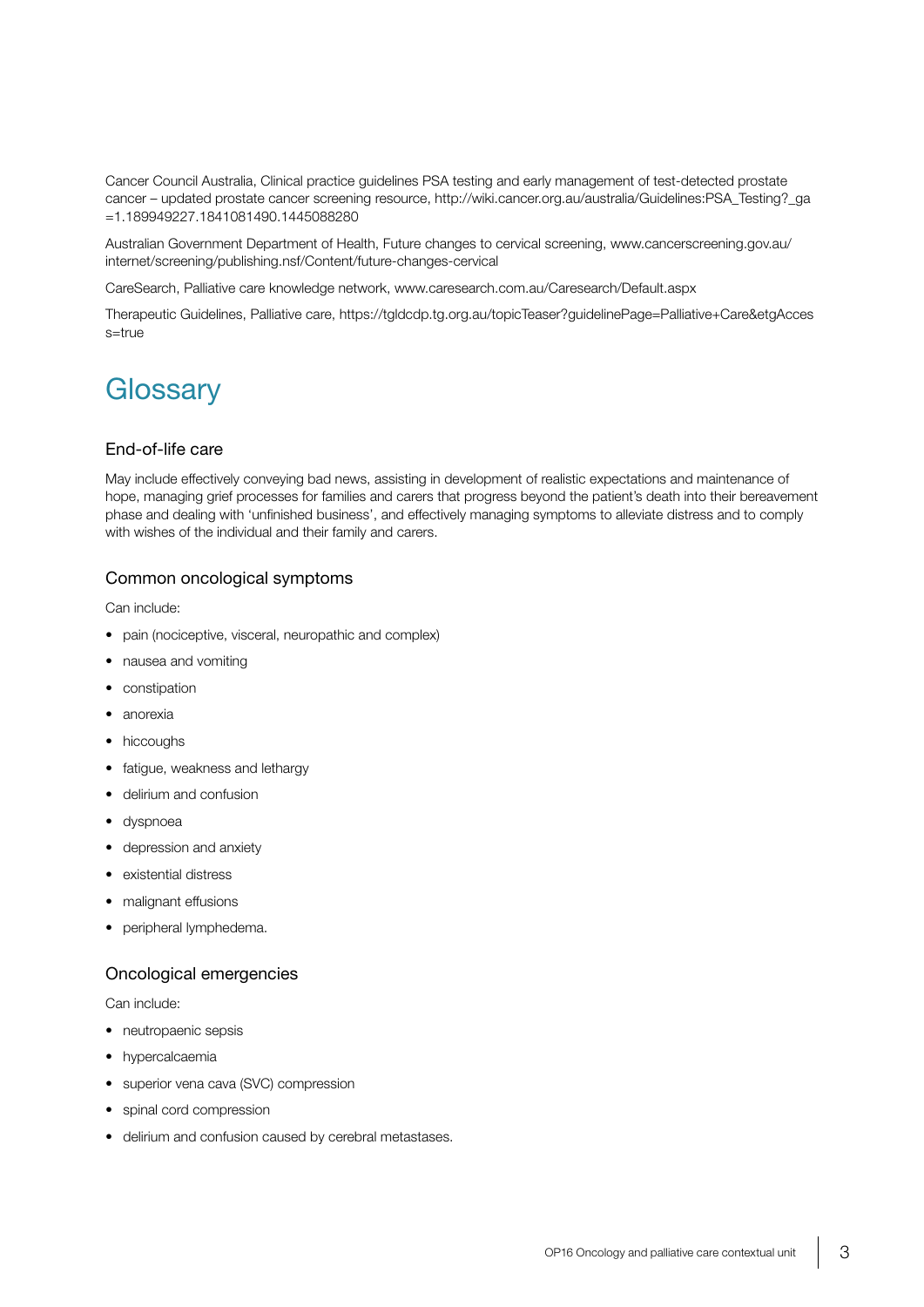Cancer Council Australia, Clinical practice guidelines PSA testing and early management of test-detected prostate cancer – updated prostate cancer screening resource, http://wiki.cancer.org.au/australia/Guidelines:PSA_Testing?_ga=1.189949227.1841081490.1445088280

Australian Government Department of Health, Future changes to cervical screening, www.cancerscreening.gov.au/internet/screening/publishing.nsf/Content/future-changes-cervical

CareSearch, Palliative care knowledge network, www.caresearch.com.au/Caresearch/Default.aspx

Therapeutic Guidelines, Palliative care, https://tgldcdp.tg.org.au/topicTeaser?guidelinePage=Palliative+Care&etgAccess=true

# Glossary

### End-of-life care

May include effectively conveying bad news, assisting in development of realistic expectations and maintenance of hope, managing grief processes for families and carers that progress beyond the patient's death into their bereavement phase and dealing with 'unfinished business', and effectively managing symptoms to alleviate distress and to comply with wishes of the individual and their family and carers.

### Common oncological symptoms

Can include:

- pain (nociceptive, visceral, neuropathic and complex)
- nausea and vomiting
- constipation
- anorexia
- hiccoughs
- fatigue, weakness and lethargy
- delirium and confusion
- dyspnoea
- depression and anxiety
- existential distress
- malignant effusions
- peripheral lymphedema.

### Oncological emergencies

Can include:

- neutropaenic sepsis
- hypercalcaemia
- superior vena cava (SVC) compression
- spinal cord compression
- delirium and confusion caused by cerebral metastases.